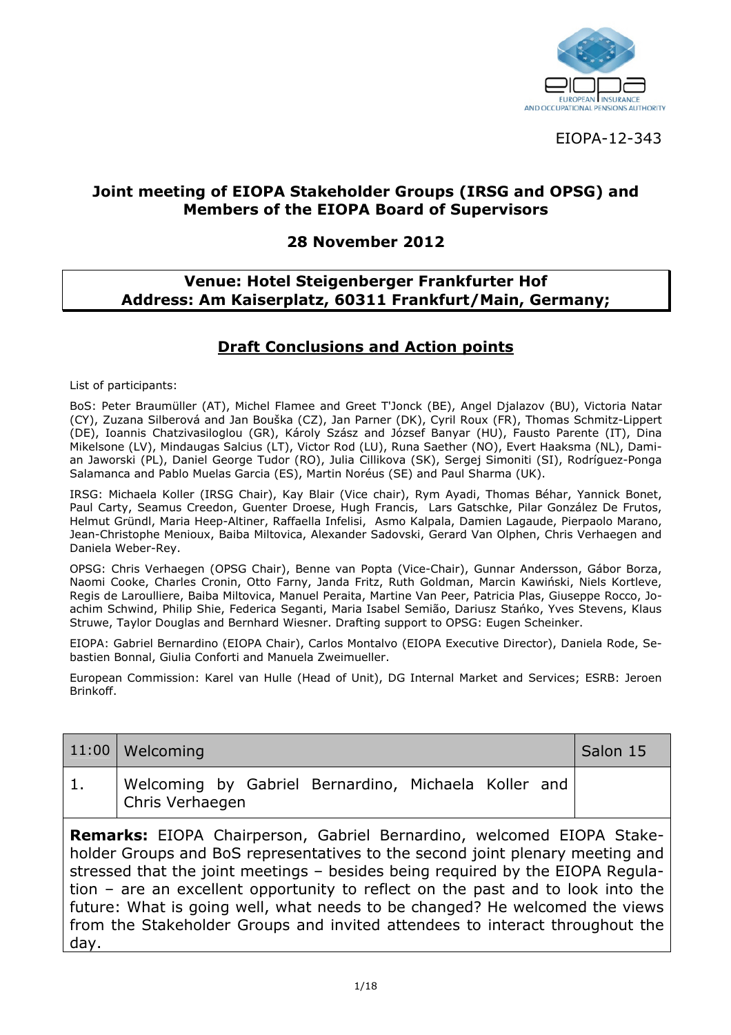EIOPA-12-343

# Joint meeting of EIOPA Stakeholder Groups (IRSG and OPSG) and Members of the EIOPA Board of Supervisors

## 28 November 2012

**Venue: Hotel Steigenberger Frankfurter Hof**
**Address: Am Kaiserplatz, 60311 Frankfurt/Main, Germany;**

## Draft Conclusions and Action points

List of participants:

BoS: Peter Braumüller (AT), Michel Flamee and Greet T'Jonck (BE), Angel Djalazov (BU), Victoria Natar (CY), Zuzana Silberová and Jan Bouška (CZ), Jan Parner (DK), Cyril Roux (FR), Thomas Schmitz-Lippert (DE), Ioannis Chatzivasiloglou (GR), Károly Szász and József Banyar (HU), Fausto Parente (IT), Dina Mikelsone (LV), Mindaugas Salcius (LT), Victor Rod (LU), Runa Saether (NO), Evert Haaksma (NL), Damian Jaworski (PL), Daniel George Tudor (RO), Julia Cillikova (SK), Sergej Simoniti (SI), Rodríguez-Ponga Salamanca and Pablo Muelas Garcia (ES), Martin Noréus (SE) and Paul Sharma (UK).

IRSG: Michaela Koller (IRSG Chair), Kay Blair (Vice chair), Rym Ayadi, Thomas Béhar, Yannick Bonet, Paul Carty, Seamus Creedon, Guenter Droese, Hugh Francis, Lars Gatschke, Pilar González De Frutos, Helmut Gründl, Maria Heep-Altiner, Raffaella Infelisi, Asmo Kalpala, Damien Lagaude, Pierpaolo Marano, Jean-Christophe Menioux, Baiba Miltovica, Alexander Sadovski, Gerard Van Olphen, Chris Verhaegen and Daniela Weber-Rey.

OPSG: Chris Verhaegen (OPSG Chair), Benne van Popta (Vice-Chair), Gunnar Andersson, Gábor Borza, Naomi Cooke, Charles Cronin, Otto Farny, Janda Fritz, Ruth Goldman, Marcin Kawiński, Niels Kortleve, Regis de Laroulliere, Baiba Miltovica, Manuel Peraita, Martine Van Peer, Patricia Plas, Giuseppe Rocco, Joachim Schwind, Philip Shie, Federica Seganti, Maria Isabel Semião, Dariusz Stańko, Yves Stevens, Klaus Struwe, Taylor Douglas and Bernhard Wiesner. Drafting support to OPSG: Eugen Scheinker.

EIOPA: Gabriel Bernardino (EIOPA Chair), Carlos Montalvo (EIOPA Executive Director), Daniela Rode, Sebastien Bonnal, Giulia Conforti and Manuela Zweimueller.

European Commission: Karel van Hulle (Head of Unit), DG Internal Market and Services; ESRB: Jeroen Brinkoff.

| 11:00 | Welcoming | Salon 15 |
|---|---|---|
| 1. | Welcoming by Gabriel Bernardino, Michaela Koller and Chris Verhaegen | |

**Remarks:** EIOPA Chairperson, Gabriel Bernardino, welcomed EIOPA Stakeholder Groups and BoS representatives to the second joint plenary meeting and stressed that the joint meetings – besides being required by the EIOPA Regulation – are an excellent opportunity to reflect on the past and to look into the future: What is going well, what needs to be changed? He welcomed the views from the Stakeholder Groups and invited attendees to interact throughout the day.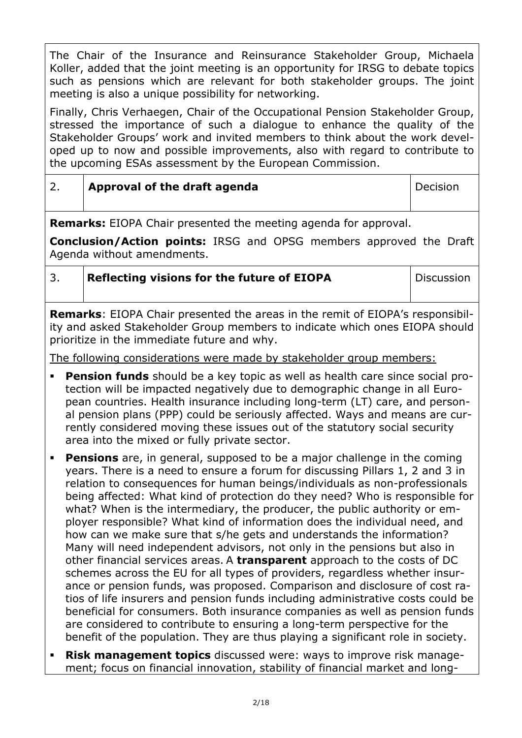The Chair of the Insurance and Reinsurance Stakeholder Group, Michaela Koller, added that the joint meeting is an opportunity for IRSG to debate topics such as pensions which are relevant for both stakeholder groups. The joint meeting is also a unique possibility for networking.

Finally, Chris Verhaegen, Chair of the Occupational Pension Stakeholder Group, stressed the importance of such a dialogue to enhance the quality of the Stakeholder Groups' work and invited members to think about the work developed up to now and possible improvements, also with regard to contribute to the upcoming ESAs assessment by the European Commission.

| 2. | **Approval of the draft agenda** | Decision |
|---|---|---|

**Remarks:** EIOPA Chair presented the meeting agenda for approval.

**Conclusion/Action points:** IRSG and OPSG members approved the Draft Agenda without amendments.

| 3. | **Reflecting visions for the future of EIOPA** | Discussion |
|---|---|---|

**Remarks**: EIOPA Chair presented the areas in the remit of EIOPA's responsibility and asked Stakeholder Group members to indicate which ones EIOPA should prioritize in the immediate future and why.

The following considerations were made by stakeholder group members:

- **Pension funds** should be a key topic as well as health care since social protection will be impacted negatively due to demographic change in all European countries. Health insurance including long-term (LT) care, and personal pension plans (PPP) could be seriously affected. Ways and means are currently considered moving these issues out of the statutory social security area into the mixed or fully private sector.
- **Pensions** are, in general, supposed to be a major challenge in the coming years. There is a need to ensure a forum for discussing Pillars 1, 2 and 3 in relation to consequences for human beings/individuals as non-professionals being affected: What kind of protection do they need? Who is responsible for what? When is the intermediary, the producer, the public authority or employer responsible? What kind of information does the individual need, and how can we make sure that s/he gets and understands the information? Many will need independent advisors, not only in the pensions but also in other financial services areas. A **transparent** approach to the costs of DC schemes across the EU for all types of providers, regardless whether insurance or pension funds, was proposed. Comparison and disclosure of cost ratios of life insurers and pension funds including administrative costs could be beneficial for consumers. Both insurance companies as well as pension funds are considered to contribute to ensuring a long-term perspective for the benefit of the population. They are thus playing a significant role in society.
- **Risk management topics** discussed were: ways to improve risk management; focus on financial innovation, stability of financial market and long-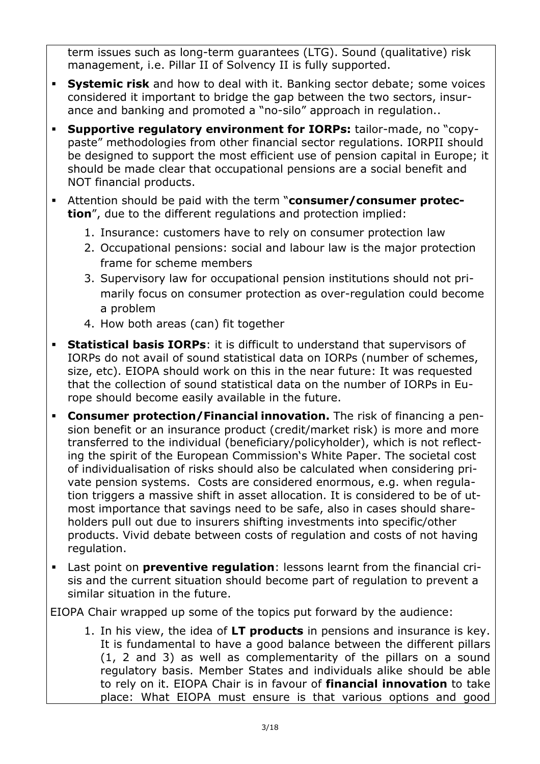term issues such as long-term guarantees (LTG). Sound (qualitative) risk management, i.e. Pillar II of Solvency II is fully supported.

- **Systemic risk** and how to deal with it. Banking sector debate; some voices considered it important to bridge the gap between the two sectors, insurance and banking and promoted a "no-silo" approach in regulation..
- **Supportive regulatory environment for IORPs:** tailor-made, no "copy-paste" methodologies from other financial sector regulations. IORPII should be designed to support the most efficient use of pension capital in Europe; it should be made clear that occupational pensions are a social benefit and NOT financial products.
- Attention should be paid with the term "**consumer/consumer protection**", due to the different regulations and protection implied:
    1. Insurance: customers have to rely on consumer protection law
    2. Occupational pensions: social and labour law is the major protection frame for scheme members
    3. Supervisory law for occupational pension institutions should not primarily focus on consumer protection as over-regulation could become a problem
    4. How both areas (can) fit together
- **Statistical basis IORPs**: it is difficult to understand that supervisors of IORPs do not avail of sound statistical data on IORPs (number of schemes, size, etc). EIOPA should work on this in the near future: It was requested that the collection of sound statistical data on the number of IORPs in Europe should become easily available in the future.
- **Consumer protection/Financial innovation.** The risk of financing a pension benefit or an insurance product (credit/market risk) is more and more transferred to the individual (beneficiary/policyholder), which is not reflecting the spirit of the European Commission's White Paper. The societal cost of individualisation of risks should also be calculated when considering private pension systems. Costs are considered enormous, e.g. when regulation triggers a massive shift in asset allocation. It is considered to be of utmost importance that savings need to be safe, also in cases should shareholders pull out due to insurers shifting investments into specific/other products. Vivid debate between costs of regulation and costs of not having regulation.
- Last point on **preventive regulation**: lessons learnt from the financial crisis and the current situation should become part of regulation to prevent a similar situation in the future.

EIOPA Chair wrapped up some of the topics put forward by the audience:

1. In his view, the idea of **LT products** in pensions and insurance is key. It is fundamental to have a good balance between the different pillars (1, 2 and 3) as well as complementarity of the pillars on a sound regulatory basis. Member States and individuals alike should be able to rely on it. EIOPA Chair is in favour of **financial innovation** to take place: What EIOPA must ensure is that various options and good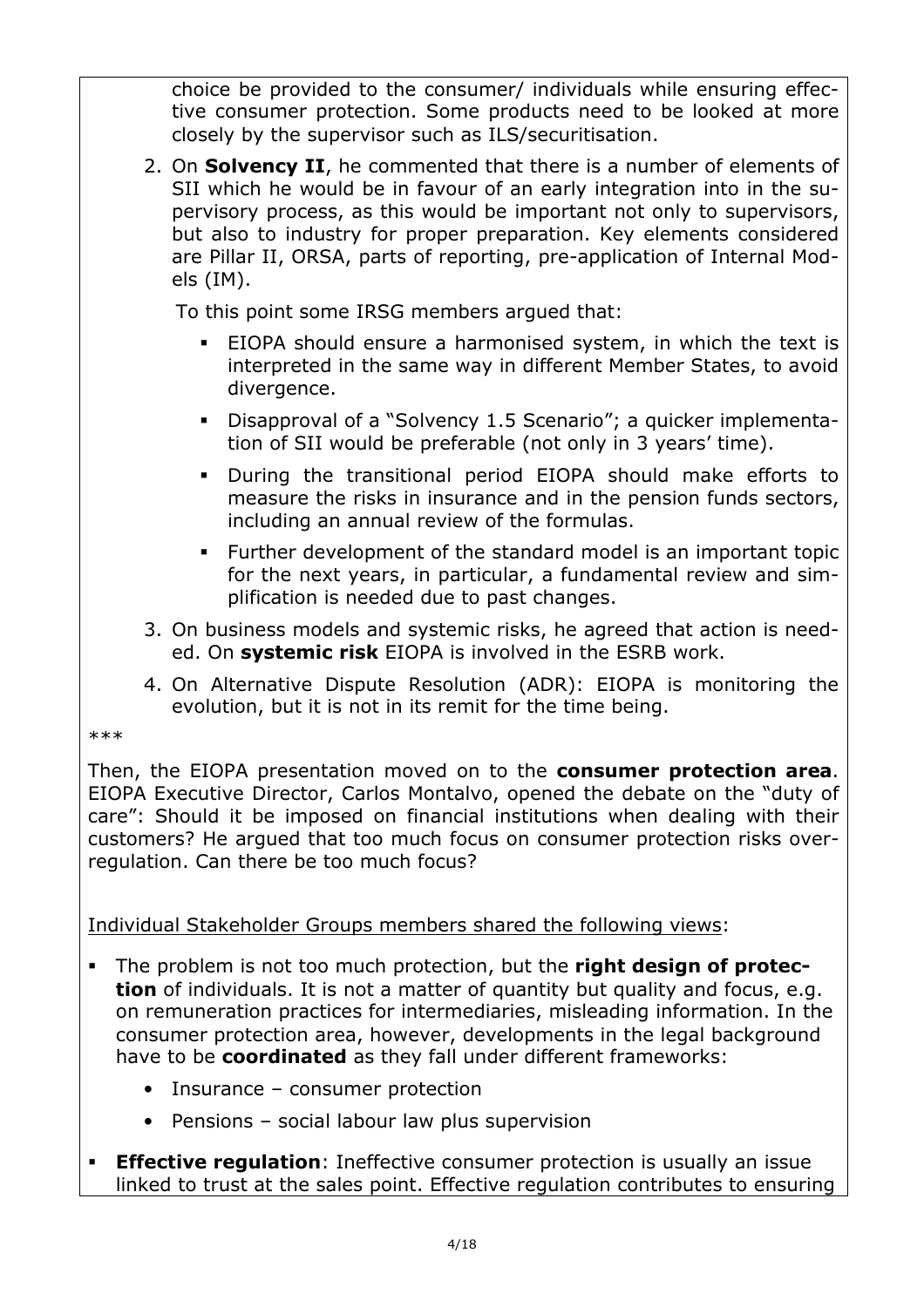choice be provided to the consumer/ individuals while ensuring effective consumer protection. Some products need to be looked at more closely by the supervisor such as ILS/securitisation.

2. On **Solvency II**, he commented that there is a number of elements of SII which he would be in favour of an early integration into in the supervisory process, as this would be important not only to supervisors, but also to industry for proper preparation. Key elements considered are Pillar II, ORSA, parts of reporting, pre-application of Internal Models (IM).

   To this point some IRSG members argued that:

   - EIOPA should ensure a harmonised system, in which the text is interpreted in the same way in different Member States, to avoid divergence.
   - Disapproval of a "Solvency 1.5 Scenario"; a quicker implementation of SII would be preferable (not only in 3 years' time).
   - During the transitional period EIOPA should make efforts to measure the risks in insurance and in the pension funds sectors, including an annual review of the formulas.
   - Further development of the standard model is an important topic for the next years, in particular, a fundamental review and simplification is needed due to past changes.

3. On business models and systemic risks, he agreed that action is needed. On **systemic risk** EIOPA is involved in the ESRB work.
4. On Alternative Dispute Resolution (ADR): EIOPA is monitoring the evolution, but it is not in its remit for the time being.

***

Then, the EIOPA presentation moved on to the **consumer protection area**. EIOPA Executive Director, Carlos Montalvo, opened the debate on the "duty of care": Should it be imposed on financial institutions when dealing with their customers? He argued that too much focus on consumer protection risks over-regulation. Can there be too much focus?

Individual Stakeholder Groups members shared the following views:

- The problem is not too much protection, but the **right design of protection** of individuals. It is not a matter of quantity but quality and focus, e.g. on remuneration practices for intermediaries, misleading information. In the consumer protection area, however, developments in the legal background have to be **coordinated** as they fall under different frameworks:
  - Insurance – consumer protection
  - Pensions – social labour law plus supervision
- **Effective regulation**: Ineffective consumer protection is usually an issue linked to trust at the sales point. Effective regulation contributes to ensuring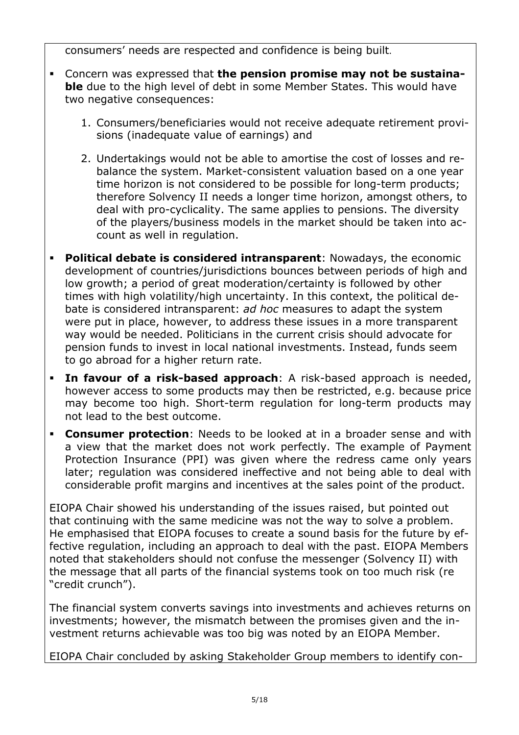consumers' needs are respected and confidence is being built.

- Concern was expressed that **the pension promise may not be sustainable** due to the high level of debt in some Member States. This would have two negative consequences:

    1. Consumers/beneficiaries would not receive adequate retirement provisions (inadequate value of earnings) and

    2. Undertakings would not be able to amortise the cost of losses and rebalance the system. Market-consistent valuation based on a one year time horizon is not considered to be possible for long-term products; therefore Solvency II needs a longer time horizon, amongst others, to deal with pro-cyclicality. The same applies to pensions. The diversity of the players/business models in the market should be taken into account as well in regulation.

- **Political debate is considered intransparent**: Nowadays, the economic development of countries/jurisdictions bounces between periods of high and low growth; a period of great moderation/certainty is followed by other times with high volatility/high uncertainty. In this context, the political debate is considered intransparent: *ad hoc* measures to adapt the system were put in place, however, to address these issues in a more transparent way would be needed. Politicians in the current crisis should advocate for pension funds to invest in local national investments. Instead, funds seem to go abroad for a higher return rate.

- **In favour of a risk-based approach**: A risk-based approach is needed, however access to some products may then be restricted, e.g. because price may become too high. Short-term regulation for long-term products may not lead to the best outcome.

- **Consumer protection**: Needs to be looked at in a broader sense and with a view that the market does not work perfectly. The example of Payment Protection Insurance (PPI) was given where the redress came only years later; regulation was considered ineffective and not being able to deal with considerable profit margins and incentives at the sales point of the product.

EIOPA Chair showed his understanding of the issues raised, but pointed out that continuing with the same medicine was not the way to solve a problem. He emphasised that EIOPA focuses to create a sound basis for the future by effective regulation, including an approach to deal with the past. EIOPA Members noted that stakeholders should not confuse the messenger (Solvency II) with the message that all parts of the financial systems took on too much risk (re "credit crunch").

The financial system converts savings into investments and achieves returns on investments; however, the mismatch between the promises given and the investment returns achievable was too big was noted by an EIOPA Member.

EIOPA Chair concluded by asking Stakeholder Group members to identify con-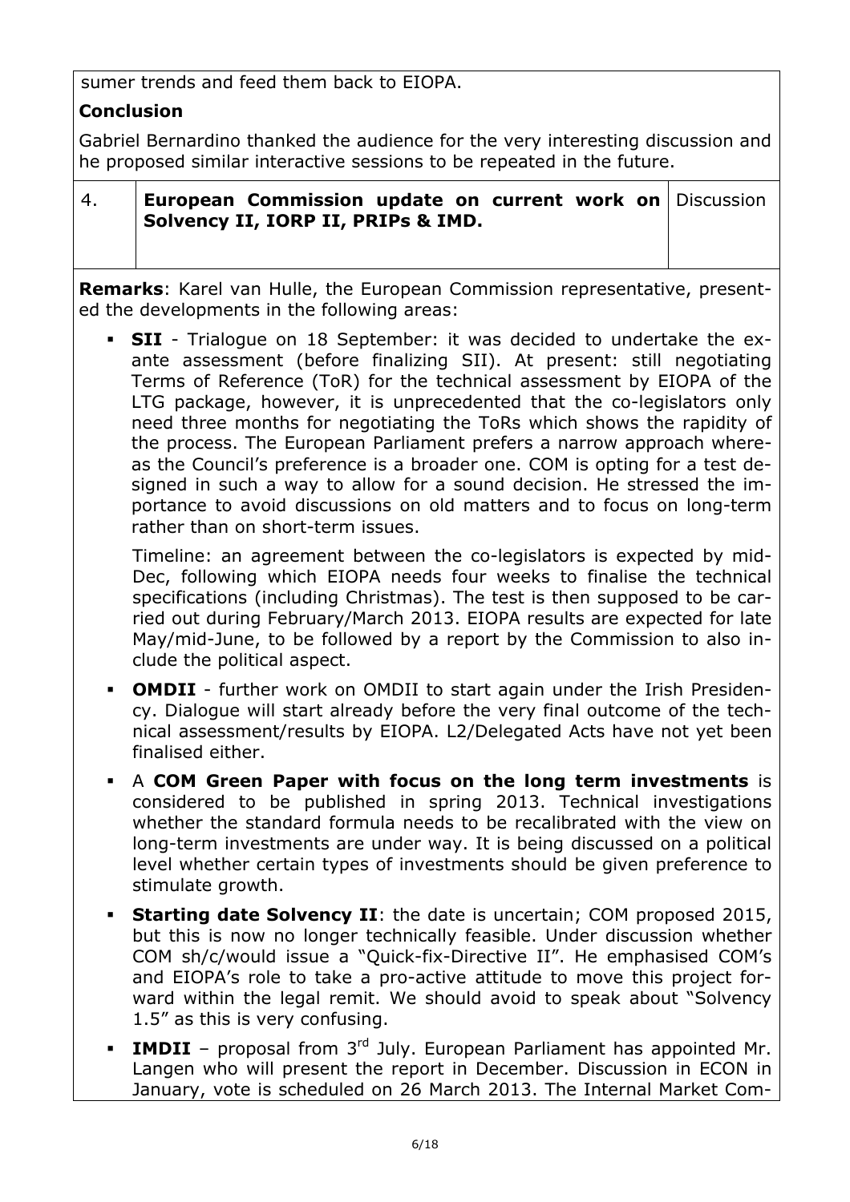sumer trends and feed them back to EIOPA.

**Conclusion**

Gabriel Bernardino thanked the audience for the very interesting discussion and he proposed similar interactive sessions to be repeated in the future.

| 4. | **European Commission update on current work on Solvency II, IORP II, PRIPs & IMD.** | Discussion |
|---|---|---|

**Remarks**: Karel van Hulle, the European Commission representative, presented the developments in the following areas:

- **SII** - Trialogue on 18 September: it was decided to undertake the ex-ante assessment (before finalizing SII). At present: still negotiating Terms of Reference (ToR) for the technical assessment by EIOPA of the LTG package, however, it is unprecedented that the co-legislators only need three months for negotiating the ToRs which shows the rapidity of the process. The European Parliament prefers a narrow approach whereas the Council's preference is a broader one. COM is opting for a test designed in such a way to allow for a sound decision. He stressed the importance to avoid discussions on old matters and to focus on long-term rather than on short-term issues.

  Timeline: an agreement between the co-legislators is expected by mid-Dec, following which EIOPA needs four weeks to finalise the technical specifications (including Christmas). The test is then supposed to be carried out during February/March 2013. EIOPA results are expected for late May/mid-June, to be followed by a report by the Commission to also include the political aspect.

- **OMDII** - further work on OMDII to start again under the Irish Presidency. Dialogue will start already before the very final outcome of the technical assessment/results by EIOPA. L2/Delegated Acts have not yet been finalised either.

- A **COM Green Paper with focus on the long term investments** is considered to be published in spring 2013. Technical investigations whether the standard formula needs to be recalibrated with the view on long-term investments are under way. It is being discussed on a political level whether certain types of investments should be given preference to stimulate growth.

- **Starting date Solvency II**: the date is uncertain; COM proposed 2015, but this is now no longer technically feasible. Under discussion whether COM sh/c/would issue a "Quick-fix-Directive II". He emphasised COM's and EIOPA's role to take a pro-active attitude to move this project forward within the legal remit. We should avoid to speak about "Solvency 1.5" as this is very confusing.

- **IMDII** – proposal from 3rd July. European Parliament has appointed Mr. Langen who will present the report in December. Discussion in ECON in January, vote is scheduled on 26 March 2013. The Internal Market Com-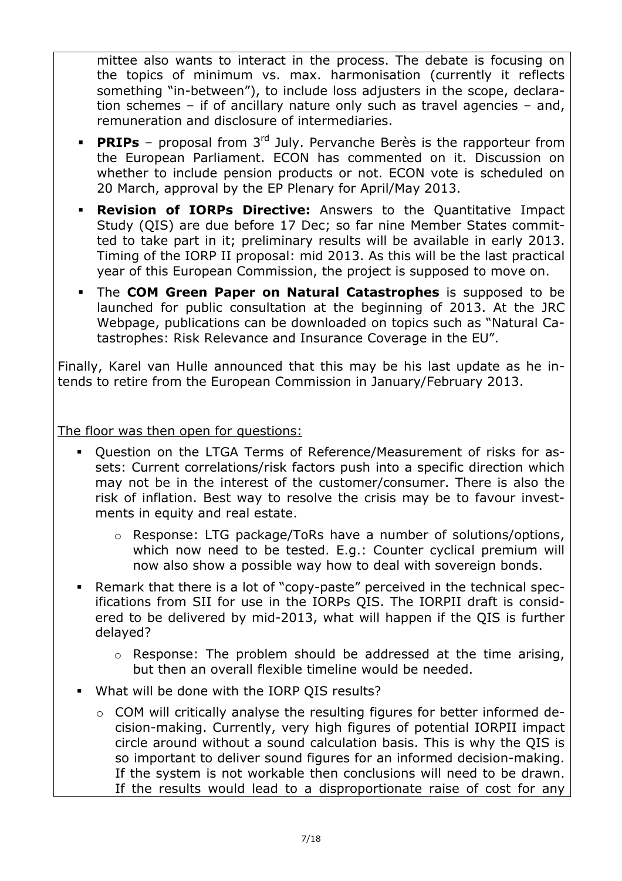mittee also wants to interact in the process. The debate is focusing on the topics of minimum vs. max. harmonisation (currently it reflects something "in-between"), to include loss adjusters in the scope, declaration schemes – if of ancillary nature only such as travel agencies – and, remuneration and disclosure of intermediaries.

- **PRIPs** – proposal from 3rd July. Pervanche Berès is the rapporteur from the European Parliament. ECON has commented on it. Discussion on whether to include pension products or not. ECON vote is scheduled on 20 March, approval by the EP Plenary for April/May 2013.
- **Revision of IORPs Directive:** Answers to the Quantitative Impact Study (QIS) are due before 17 Dec; so far nine Member States committed to take part in it; preliminary results will be available in early 2013. Timing of the IORP II proposal: mid 2013. As this will be the last practical year of this European Commission, the project is supposed to move on.
- The **COM Green Paper on Natural Catastrophes** is supposed to be launched for public consultation at the beginning of 2013. At the JRC Webpage, publications can be downloaded on topics such as "Natural Catastrophes: Risk Relevance and Insurance Coverage in the EU".

Finally, Karel van Hulle announced that this may be his last update as he intends to retire from the European Commission in January/February 2013.

<u>The floor was then open for questions:</u>

- Question on the LTGA Terms of Reference/Measurement of risks for assets: Current correlations/risk factors push into a specific direction which may not be in the interest of the customer/consumer. There is also the risk of inflation. Best way to resolve the crisis may be to favour investments in equity and real estate.
  - Response: LTG package/ToRs have a number of solutions/options, which now need to be tested. E.g.: Counter cyclical premium will now also show a possible way how to deal with sovereign bonds.
- Remark that there is a lot of "copy-paste" perceived in the technical specifications from SII for use in the IORPs QIS. The IORPII draft is considered to be delivered by mid-2013, what will happen if the QIS is further delayed?
  - Response: The problem should be addressed at the time arising, but then an overall flexible timeline would be needed.
- What will be done with the IORP QIS results?
  - COM will critically analyse the resulting figures for better informed decision-making. Currently, very high figures of potential IORPII impact circle around without a sound calculation basis. This is why the QIS is so important to deliver sound figures for an informed decision-making. If the system is not workable then conclusions will need to be drawn. If the results would lead to a disproportionate raise of cost for any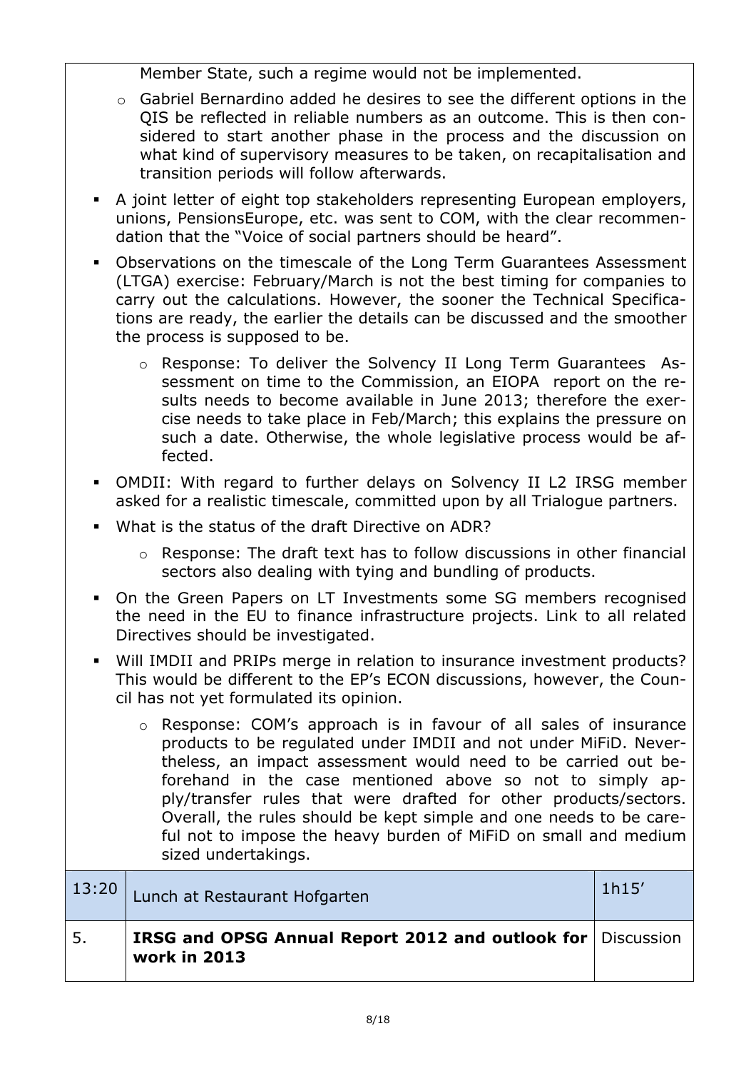Member State, such a regime would not be implemented.

  - Gabriel Bernardino added he desires to see the different options in the QIS be reflected in reliable numbers as an outcome. This is then considered to start another phase in the process and the discussion on what kind of supervisory measures to be taken, on recapitalisation and transition periods will follow afterwards.

- A joint letter of eight top stakeholders representing European employers, unions, PensionsEurope, etc. was sent to COM, with the clear recommendation that the "Voice of social partners should be heard".
- Observations on the timescale of the Long Term Guarantees Assessment (LTGA) exercise: February/March is not the best timing for companies to carry out the calculations. However, the sooner the Technical Specifications are ready, the earlier the details can be discussed and the smoother the process is supposed to be.
  - Response: To deliver the Solvency II Long Term Guarantees Assessment on time to the Commission, an EIOPA report on the results needs to become available in June 2013; therefore the exercise needs to take place in Feb/March; this explains the pressure on such a date. Otherwise, the whole legislative process would be affected.
- OMDII: With regard to further delays on Solvency II L2 IRSG member asked for a realistic timescale, committed upon by all Trialogue partners.
- What is the status of the draft Directive on ADR?
  - Response: The draft text has to follow discussions in other financial sectors also dealing with tying and bundling of products.
- On the Green Papers on LT Investments some SG members recognised the need in the EU to finance infrastructure projects. Link to all related Directives should be investigated.
- Will IMDII and PRIPs merge in relation to insurance investment products? This would be different to the EP's ECON discussions, however, the Council has not yet formulated its opinion.
  - Response: COM's approach is in favour of all sales of insurance products to be regulated under IMDII and not under MiFiD. Nevertheless, an impact assessment would need to be carried out beforehand in the case mentioned above so not to simply apply/transfer rules that were drafted for other products/sectors. Overall, the rules should be kept simple and one needs to be careful not to impose the heavy burden of MiFiD on small and medium sized undertakings.

| 13:20 | Lunch at Restaurant Hofgarten | 1h15' |
|---|---|---|
| 5. | **IRSG and OPSG Annual Report 2012 and outlook for work in 2013** | Discussion |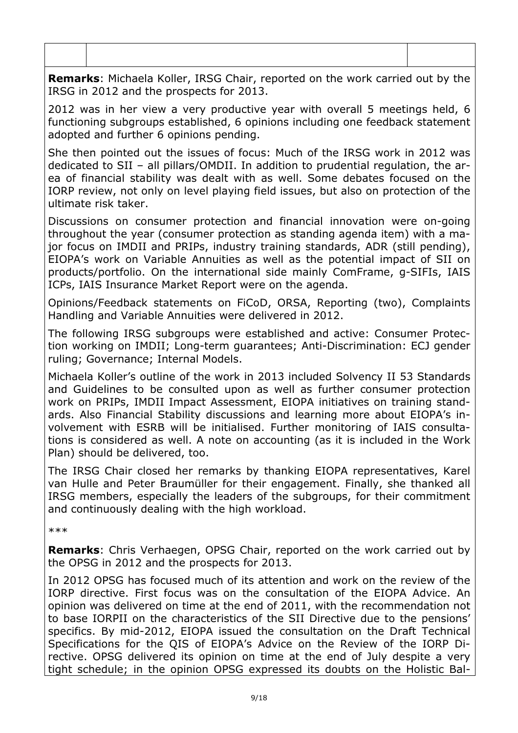| | | |
|---|---|---|
| | | |

**Remarks**: Michaela Koller, IRSG Chair, reported on the work carried out by the IRSG in 2012 and the prospects for 2013.

2012 was in her view a very productive year with overall 5 meetings held, 6 functioning subgroups established, 6 opinions including one feedback statement adopted and further 6 opinions pending.

She then pointed out the issues of focus: Much of the IRSG work in 2012 was dedicated to SII – all pillars/OMDII. In addition to prudential regulation, the area of financial stability was dealt with as well. Some debates focused on the IORP review, not only on level playing field issues, but also on protection of the ultimate risk taker.

Discussions on consumer protection and financial innovation were on-going throughout the year (consumer protection as standing agenda item) with a major focus on IMDII and PRIPs, industry training standards, ADR (still pending), EIOPA's work on Variable Annuities as well as the potential impact of SII on products/portfolio. On the international side mainly ComFrame, g-SIFIs, IAIS ICPs, IAIS Insurance Market Report were on the agenda.

Opinions/Feedback statements on FiCoD, ORSA, Reporting (two), Complaints Handling and Variable Annuities were delivered in 2012.

The following IRSG subgroups were established and active: Consumer Protection working on IMDII; Long-term guarantees; Anti-Discrimination: ECJ gender ruling; Governance; Internal Models.

Michaela Koller's outline of the work in 2013 included Solvency II 53 Standards and Guidelines to be consulted upon as well as further consumer protection work on PRIPs, IMDII Impact Assessment, EIOPA initiatives on training standards. Also Financial Stability discussions and learning more about EIOPA's involvement with ESRB will be initialised. Further monitoring of IAIS consultations is considered as well. A note on accounting (as it is included in the Work Plan) should be delivered, too.

The IRSG Chair closed her remarks by thanking EIOPA representatives, Karel van Hulle and Peter Braumüller for their engagement. Finally, she thanked all IRSG members, especially the leaders of the subgroups, for their commitment and continuously dealing with the high workload.

***

**Remarks**: Chris Verhaegen, OPSG Chair, reported on the work carried out by the OPSG in 2012 and the prospects for 2013.

In 2012 OPSG has focused much of its attention and work on the review of the IORP directive. First focus was on the consultation of the EIOPA Advice. An opinion was delivered on time at the end of 2011, with the recommendation not to base IORPII on the characteristics of the SII Directive due to the pensions' specifics. By mid-2012, EIOPA issued the consultation on the Draft Technical Specifications for the QIS of EIOPA's Advice on the Review of the IORP Directive. OPSG delivered its opinion on time at the end of July despite a very tight schedule; in the opinion OPSG expressed its doubts on the Holistic Bal-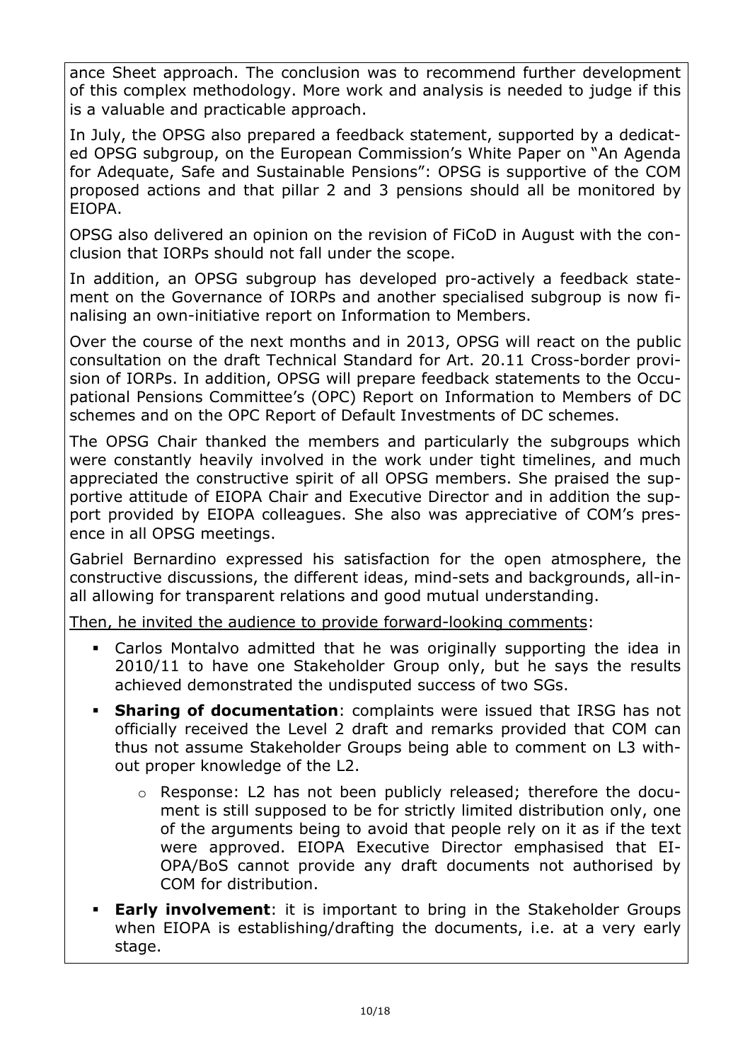ance Sheet approach. The conclusion was to recommend further development of this complex methodology. More work and analysis is needed to judge if this is a valuable and practicable approach.

In July, the OPSG also prepared a feedback statement, supported by a dedicated OPSG subgroup, on the European Commission's White Paper on "An Agenda for Adequate, Safe and Sustainable Pensions": OPSG is supportive of the COM proposed actions and that pillar 2 and 3 pensions should all be monitored by EIOPA.

OPSG also delivered an opinion on the revision of FiCoD in August with the conclusion that IORPs should not fall under the scope.

In addition, an OPSG subgroup has developed pro-actively a feedback statement on the Governance of IORPs and another specialised subgroup is now finalising an own-initiative report on Information to Members.

Over the course of the next months and in 2013, OPSG will react on the public consultation on the draft Technical Standard for Art. 20.11 Cross-border provision of IORPs. In addition, OPSG will prepare feedback statements to the Occupational Pensions Committee's (OPC) Report on Information to Members of DC schemes and on the OPC Report of Default Investments of DC schemes.

The OPSG Chair thanked the members and particularly the subgroups which were constantly heavily involved in the work under tight timelines, and much appreciated the constructive spirit of all OPSG members. She praised the supportive attitude of EIOPA Chair and Executive Director and in addition the support provided by EIOPA colleagues. She also was appreciative of COM's presence in all OPSG meetings.

Gabriel Bernardino expressed his satisfaction for the open atmosphere, the constructive discussions, the different ideas, mind-sets and backgrounds, all-in-all allowing for transparent relations and good mutual understanding.

Then, he invited the audience to provide forward-looking comments:

- Carlos Montalvo admitted that he was originally supporting the idea in 2010/11 to have one Stakeholder Group only, but he says the results achieved demonstrated the undisputed success of two SGs.
- **Sharing of documentation**: complaints were issued that IRSG has not officially received the Level 2 draft and remarks provided that COM can thus not assume Stakeholder Groups being able to comment on L3 without proper knowledge of the L2.
  - Response: L2 has not been publicly released; therefore the document is still supposed to be for strictly limited distribution only, one of the arguments being to avoid that people rely on it as if the text were approved. EIOPA Executive Director emphasised that EIOPA/BoS cannot provide any draft documents not authorised by COM for distribution.
- **Early involvement**: it is important to bring in the Stakeholder Groups when EIOPA is establishing/drafting the documents, i.e. at a very early stage.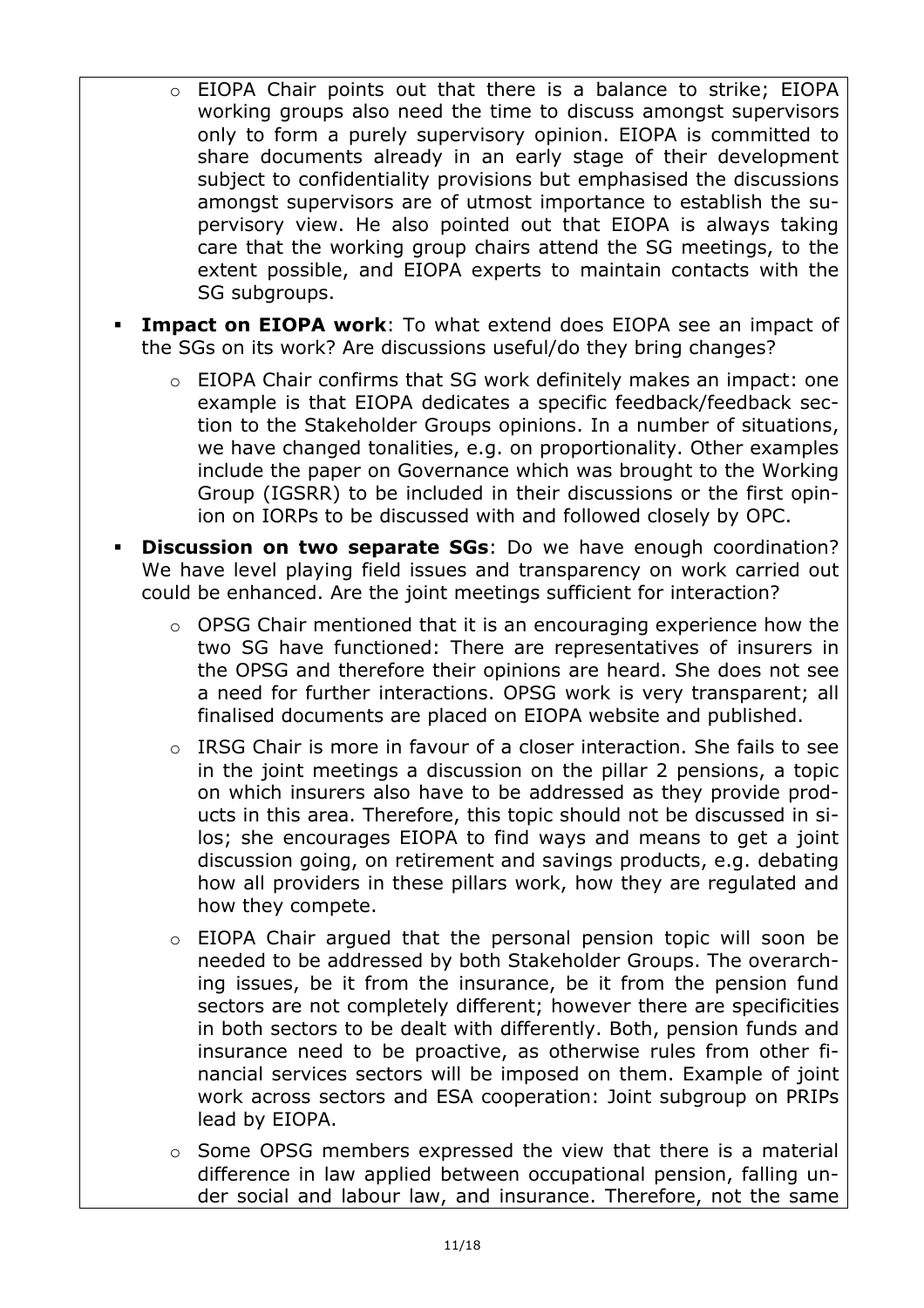- EIOPA Chair points out that there is a balance to strike; EIOPA working groups also need the time to discuss amongst supervisors only to form a purely supervisory opinion. EIOPA is committed to share documents already in an early stage of their development subject to confidentiality provisions but emphasised the discussions amongst supervisors are of utmost importance to establish the supervisory view. He also pointed out that EIOPA is always taking care that the working group chairs attend the SG meetings, to the extent possible, and EIOPA experts to maintain contacts with the SG subgroups.

- **Impact on EIOPA work**: To what extend does EIOPA see an impact of the SGs on its work? Are discussions useful/do they bring changes?
  - EIOPA Chair confirms that SG work definitely makes an impact: one example is that EIOPA dedicates a specific feedback/feedback section to the Stakeholder Groups opinions. In a number of situations, we have changed tonalities, e.g. on proportionality. Other examples include the paper on Governance which was brought to the Working Group (IGSRR) to be included in their discussions or the first opinion on IORPs to be discussed with and followed closely by OPC.

- **Discussion on two separate SGs**: Do we have enough coordination? We have level playing field issues and transparency on work carried out could be enhanced. Are the joint meetings sufficient for interaction?
  - OPSG Chair mentioned that it is an encouraging experience how the two SG have functioned: There are representatives of insurers in the OPSG and therefore their opinions are heard. She does not see a need for further interactions. OPSG work is very transparent; all finalised documents are placed on EIOPA website and published.
  - IRSG Chair is more in favour of a closer interaction. She fails to see in the joint meetings a discussion on the pillar 2 pensions, a topic on which insurers also have to be addressed as they provide products in this area. Therefore, this topic should not be discussed in silos; she encourages EIOPA to find ways and means to get a joint discussion going, on retirement and savings products, e.g. debating how all providers in these pillars work, how they are regulated and how they compete.
  - EIOPA Chair argued that the personal pension topic will soon be needed to be addressed by both Stakeholder Groups. The overarching issues, be it from the insurance, be it from the pension fund sectors are not completely different; however there are specificities in both sectors to be dealt with differently. Both, pension funds and insurance need to be proactive, as otherwise rules from other financial services sectors will be imposed on them. Example of joint work across sectors and ESA cooperation: Joint subgroup on PRIPs lead by EIOPA.
  - Some OPSG members expressed the view that there is a material difference in law applied between occupational pension, falling under social and labour law, and insurance. Therefore, not the same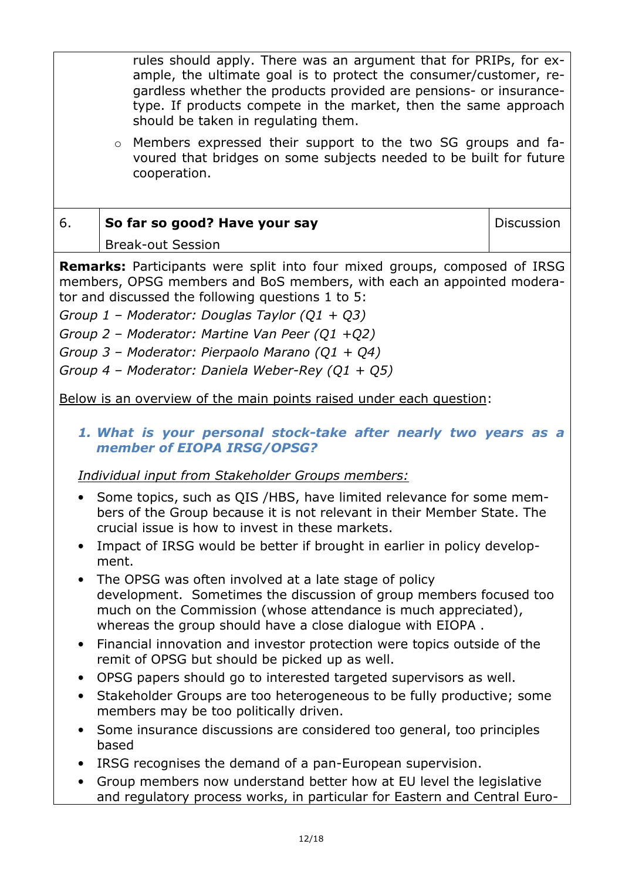rules should apply. There was an argument that for PRIPs, for example, the ultimate goal is to protect the consumer/customer, regardless whether the products provided are pensions- or insurance-type. If products compete in the market, then the same approach should be taken in regulating them.

- Members expressed their support to the two SG groups and favoured that bridges on some subjects needed to be built for future cooperation.

| 6. | **So far so good? Have your say**<br>Break-out Session | Discussion |
|---|---|---|

**Remarks:** Participants were split into four mixed groups, composed of IRSG members, OPSG members and BoS members, with each an appointed moderator and discussed the following questions 1 to 5:

*Group 1 – Moderator: Douglas Taylor (Q1 + Q3)*

*Group 2 – Moderator: Martine Van Peer (Q1 +Q2)*

*Group 3 – Moderator: Pierpaolo Marano (Q1 + Q4)*

*Group 4 – Moderator: Daniela Weber-Rey (Q1 + Q5)*

<u>Below is an overview of the main points raised under each question</u>:

### *1. What is your personal stock-take after nearly two years as a member of EIOPA IRSG/OPSG?*

<u>*Individual input from Stakeholder Groups members:*</u>

- Some topics, such as QIS /HBS, have limited relevance for some members of the Group because it is not relevant in their Member State. The crucial issue is how to invest in these markets.
- Impact of IRSG would be better if brought in earlier in policy development.
- The OPSG was often involved at a late stage of policy development. Sometimes the discussion of group members focused too much on the Commission (whose attendance is much appreciated), whereas the group should have a close dialogue with EIOPA .
- Financial innovation and investor protection were topics outside of the remit of OPSG but should be picked up as well.
- OPSG papers should go to interested targeted supervisors as well.
- Stakeholder Groups are too heterogeneous to be fully productive; some members may be too politically driven.
- Some insurance discussions are considered too general, too principles based
- IRSG recognises the demand of a pan-European supervision.
- Group members now understand better how at EU level the legislative and regulatory process works, in particular for Eastern and Central Euro-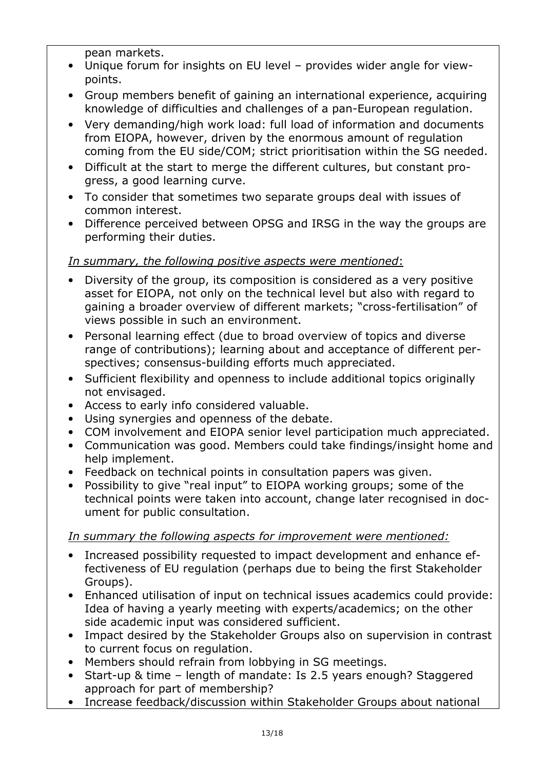pean markets.

- Unique forum for insights on EU level – provides wider angle for view-points.
- Group members benefit of gaining an international experience, acquiring knowledge of difficulties and challenges of a pan-European regulation.
- Very demanding/high work load: full load of information and documents from EIOPA, however, driven by the enormous amount of regulation coming from the EU side/COM; strict prioritisation within the SG needed.
- Difficult at the start to merge the different cultures, but constant progress, a good learning curve.
- To consider that sometimes two separate groups deal with issues of common interest.
- Difference perceived between OPSG and IRSG in the way the groups are performing their duties.

*In summary, the following positive aspects were mentioned*:

- Diversity of the group, its composition is considered as a very positive asset for EIOPA, not only on the technical level but also with regard to gaining a broader overview of different markets; "cross-fertilisation" of views possible in such an environment.
- Personal learning effect (due to broad overview of topics and diverse range of contributions); learning about and acceptance of different perspectives; consensus-building efforts much appreciated.
- Sufficient flexibility and openness to include additional topics originally not envisaged.
- Access to early info considered valuable.
- Using synergies and openness of the debate.
- COM involvement and EIOPA senior level participation much appreciated.
- Communication was good. Members could take findings/insight home and help implement.
- Feedback on technical points in consultation papers was given.
- Possibility to give "real input" to EIOPA working groups; some of the technical points were taken into account, change later recognised in document for public consultation.

*In summary the following aspects for improvement were mentioned:*

- Increased possibility requested to impact development and enhance effectiveness of EU regulation (perhaps due to being the first Stakeholder Groups).
- Enhanced utilisation of input on technical issues academics could provide: Idea of having a yearly meeting with experts/academics; on the other side academic input was considered sufficient.
- Impact desired by the Stakeholder Groups also on supervision in contrast to current focus on regulation.
- Members should refrain from lobbying in SG meetings.
- Start-up & time – length of mandate: Is 2.5 years enough? Staggered approach for part of membership?
- Increase feedback/discussion within Stakeholder Groups about national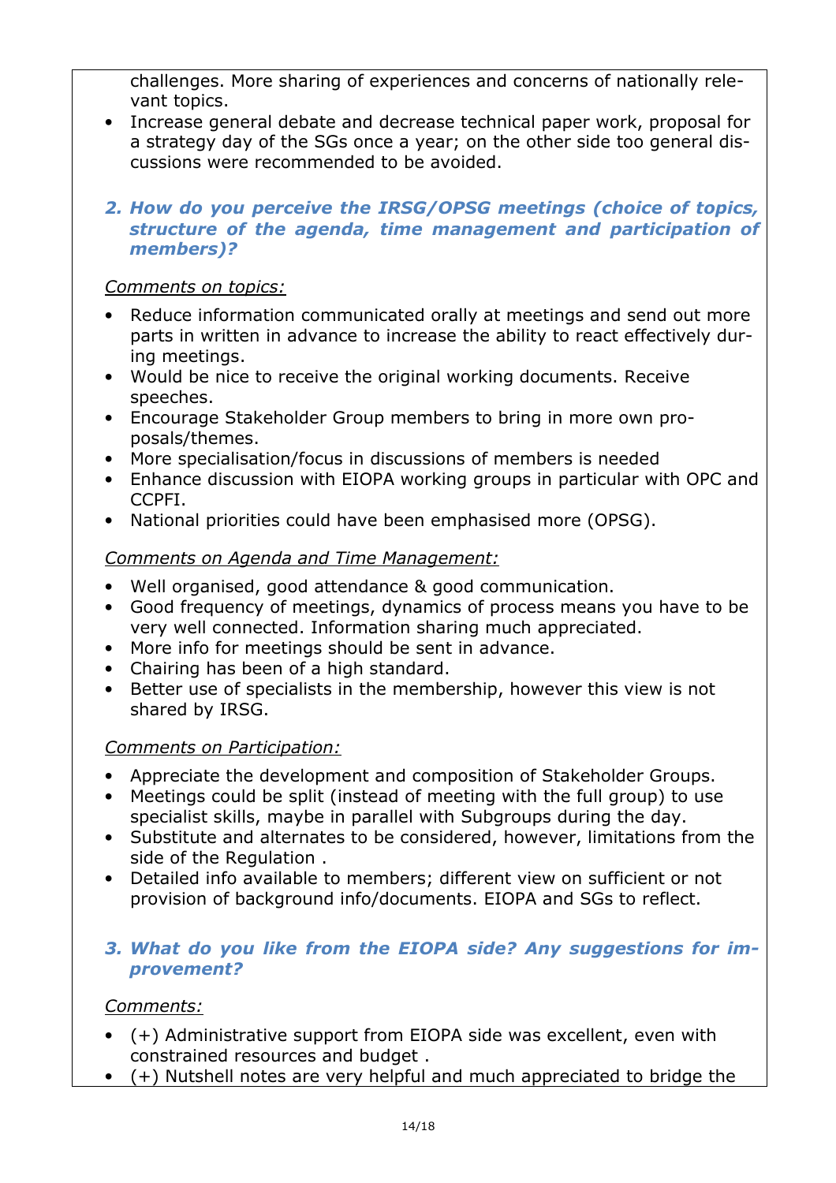challenges. More sharing of experiences and concerns of nationally relevant topics.

- Increase general debate and decrease technical paper work, proposal for a strategy day of the SGs once a year; on the other side too general discussions were recommended to be avoided.

### *2. How do you perceive the IRSG/OPSG meetings (choice of topics, structure of the agenda, time management and participation of members)?*

*Comments on topics:*

- Reduce information communicated orally at meetings and send out more parts in written in advance to increase the ability to react effectively during meetings.
- Would be nice to receive the original working documents. Receive speeches.
- Encourage Stakeholder Group members to bring in more own proposals/themes.
- More specialisation/focus in discussions of members is needed
- Enhance discussion with EIOPA working groups in particular with OPC and CCPFI.
- National priorities could have been emphasised more (OPSG).

*Comments on Agenda and Time Management:*

- Well organised, good attendance & good communication.
- Good frequency of meetings, dynamics of process means you have to be very well connected. Information sharing much appreciated.
- More info for meetings should be sent in advance.
- Chairing has been of a high standard.
- Better use of specialists in the membership, however this view is not shared by IRSG.

*Comments on Participation:*

- Appreciate the development and composition of Stakeholder Groups.
- Meetings could be split (instead of meeting with the full group) to use specialist skills, maybe in parallel with Subgroups during the day.
- Substitute and alternates to be considered, however, limitations from the side of the Regulation .
- Detailed info available to members; different view on sufficient or not provision of background info/documents. EIOPA and SGs to reflect.

### *3. What do you like from the EIOPA side? Any suggestions for improvement?*

*Comments:*

- (+) Administrative support from EIOPA side was excellent, even with constrained resources and budget .
- (+) Nutshell notes are very helpful and much appreciated to bridge the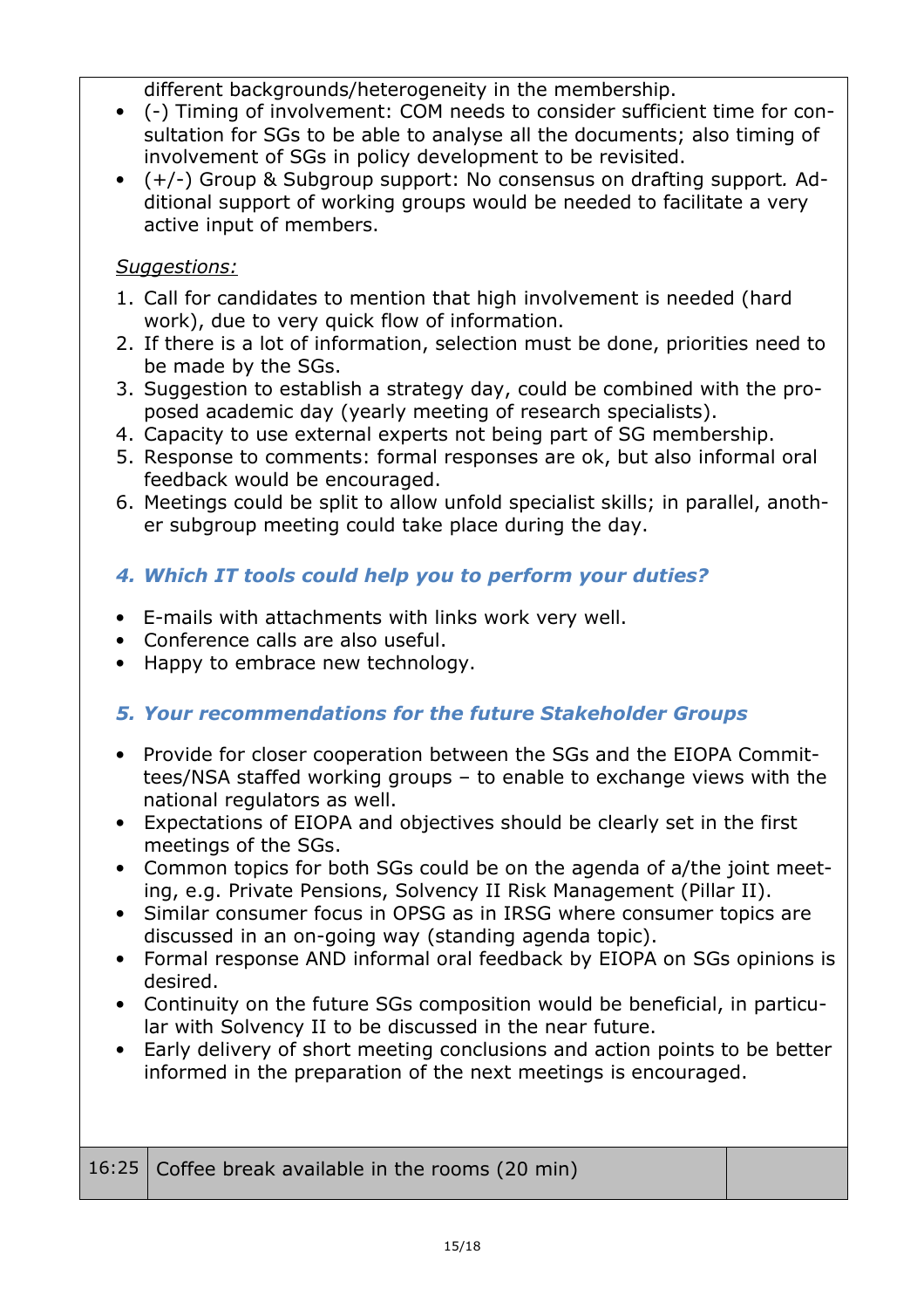different backgrounds/heterogeneity in the membership.

- (-) Timing of involvement: COM needs to consider sufficient time for consultation for SGs to be able to analyse all the documents; also timing of involvement of SGs in policy development to be revisited.
- (+/-) Group & Subgroup support: No consensus on drafting support. Additional support of working groups would be needed to facilitate a very active input of members.

*Suggestions:*

1. Call for candidates to mention that high involvement is needed (hard work), due to very quick flow of information.
2. If there is a lot of information, selection must be done, priorities need to be made by the SGs.
3. Suggestion to establish a strategy day, could be combined with the proposed academic day (yearly meeting of research specialists).
4. Capacity to use external experts not being part of SG membership.
5. Response to comments: formal responses are ok, but also informal oral feedback would be encouraged.
6. Meetings could be split to allow unfold specialist skills; in parallel, another subgroup meeting could take place during the day.

### *4. Which IT tools could help you to perform your duties?*

- E-mails with attachments with links work very well.
- Conference calls are also useful.
- Happy to embrace new technology.

### *5. Your recommendations for the future Stakeholder Groups*

- Provide for closer cooperation between the SGs and the EIOPA Committees/NSA staffed working groups – to enable to exchange views with the national regulators as well.
- Expectations of EIOPA and objectives should be clearly set in the first meetings of the SGs.
- Common topics for both SGs could be on the agenda of a/the joint meeting, e.g. Private Pensions, Solvency II Risk Management (Pillar II).
- Similar consumer focus in OPSG as in IRSG where consumer topics are discussed in an on-going way (standing agenda topic).
- Formal response AND informal oral feedback by EIOPA on SGs opinions is desired.
- Continuity on the future SGs composition would be beneficial, in particular with Solvency II to be discussed in the near future.
- Early delivery of short meeting conclusions and action points to be better informed in the preparation of the next meetings is encouraged.

| 16:25 | Coffee break available in the rooms (20 min) | |
|---|---|---|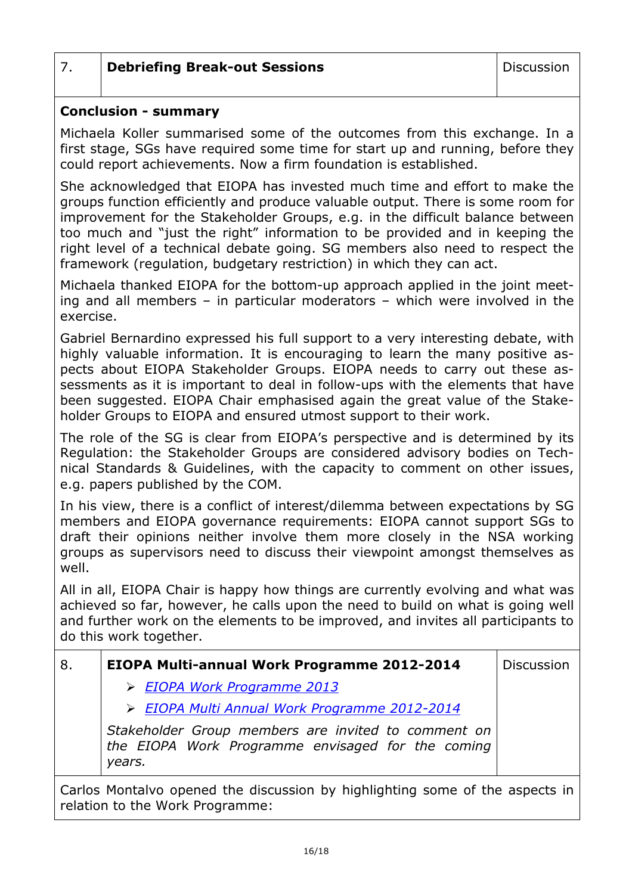| 7. | **Debriefing Break-out Sessions** | Discussion |
|---|---|---|

**Conclusion - summary**

Michaela Koller summarised some of the outcomes from this exchange. In a first stage, SGs have required some time for start up and running, before they could report achievements. Now a firm foundation is established.

She acknowledged that EIOPA has invested much time and effort to make the groups function efficiently and produce valuable output. There is some room for improvement for the Stakeholder Groups, e.g. in the difficult balance between too much and "just the right" information to be provided and in keeping the right level of a technical debate going. SG members also need to respect the framework (regulation, budgetary restriction) in which they can act.

Michaela thanked EIOPA for the bottom-up approach applied in the joint meeting and all members – in particular moderators – which were involved in the exercise.

Gabriel Bernardino expressed his full support to a very interesting debate, with highly valuable information. It is encouraging to learn the many positive aspects about EIOPA Stakeholder Groups. EIOPA needs to carry out these assessments as it is important to deal in follow-ups with the elements that have been suggested. EIOPA Chair emphasised again the great value of the Stakeholder Groups to EIOPA and ensured utmost support to their work.

The role of the SG is clear from EIOPA's perspective and is determined by its Regulation: the Stakeholder Groups are considered advisory bodies on Technical Standards & Guidelines, with the capacity to comment on other issues, e.g. papers published by the COM.

In his view, there is a conflict of interest/dilemma between expectations by SG members and EIOPA governance requirements: EIOPA cannot support SGs to draft their opinions neither involve them more closely in the NSA working groups as supervisors need to discuss their viewpoint amongst themselves as well.

All in all, EIOPA Chair is happy how things are currently evolving and what was achieved so far, however, he calls upon the need to build on what is going well and further work on the elements to be improved, and invites all participants to do this work together.

| 8. | **EIOPA Multi-annual Work Programme 2012-2014**<br>➢ *EIOPA Work Programme 2013*<br>➢ *EIOPA Multi Annual Work Programme 2012-2014*<br>*Stakeholder Group members are invited to comment on the EIOPA Work Programme envisaged for the coming years.* | Discussion |
|---|---|---|

Carlos Montalvo opened the discussion by highlighting some of the aspects in relation to the Work Programme: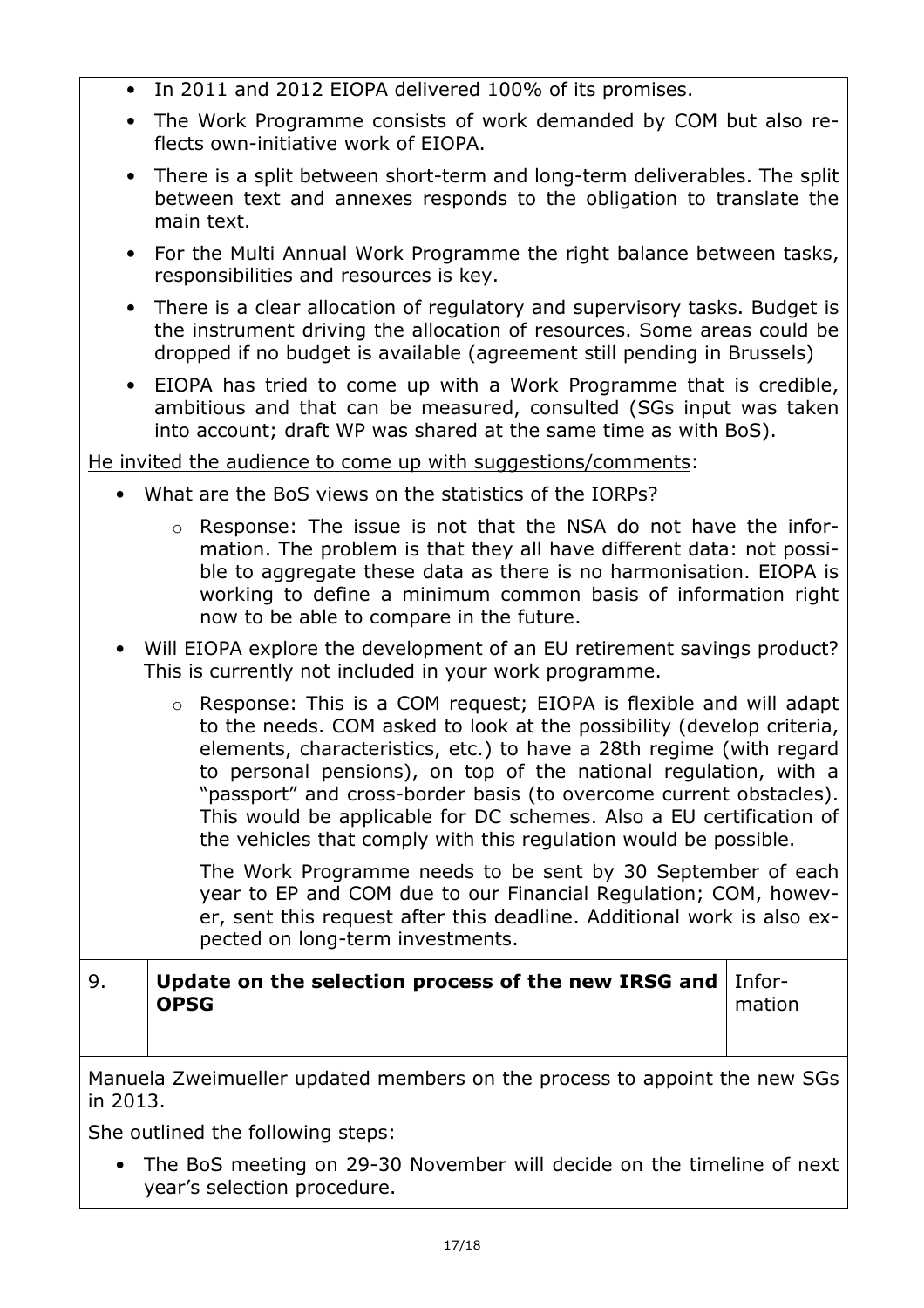- In 2011 and 2012 EIOPA delivered 100% of its promises.
- The Work Programme consists of work demanded by COM but also reflects own-initiative work of EIOPA.
- There is a split between short-term and long-term deliverables. The split between text and annexes responds to the obligation to translate the main text.
- For the Multi Annual Work Programme the right balance between tasks, responsibilities and resources is key.
- There is a clear allocation of regulatory and supervisory tasks. Budget is the instrument driving the allocation of resources. Some areas could be dropped if no budget is available (agreement still pending in Brussels)
- EIOPA has tried to come up with a Work Programme that is credible, ambitious and that can be measured, consulted (SGs input was taken into account; draft WP was shared at the same time as with BoS).

He invited the audience to come up with suggestions/comments:

- What are the BoS views on the statistics of the IORPs?
  - Response: The issue is not that the NSA do not have the information. The problem is that they all have different data: not possible to aggregate these data as there is no harmonisation. EIOPA is working to define a minimum common basis of information right now to be able to compare in the future.
- Will EIOPA explore the development of an EU retirement savings product? This is currently not included in your work programme.
  - Response: This is a COM request; EIOPA is flexible and will adapt to the needs. COM asked to look at the possibility (develop criteria, elements, characteristics, etc.) to have a 28th regime (with regard to personal pensions), on top of the national regulation, with a "passport" and cross-border basis (to overcome current obstacles). This would be applicable for DC schemes. Also a EU certification of the vehicles that comply with this regulation would be possible.

    The Work Programme needs to be sent by 30 September of each year to EP and COM due to our Financial Regulation; COM, however, sent this request after this deadline. Additional work is also expected on long-term investments.

| 9. | **Update on the selection process of the new IRSG and OPSG** | Information |
|---|---|---|

Manuela Zweimueller updated members on the process to appoint the new SGs in 2013.

She outlined the following steps:

- The BoS meeting on 29-30 November will decide on the timeline of next year's selection procedure.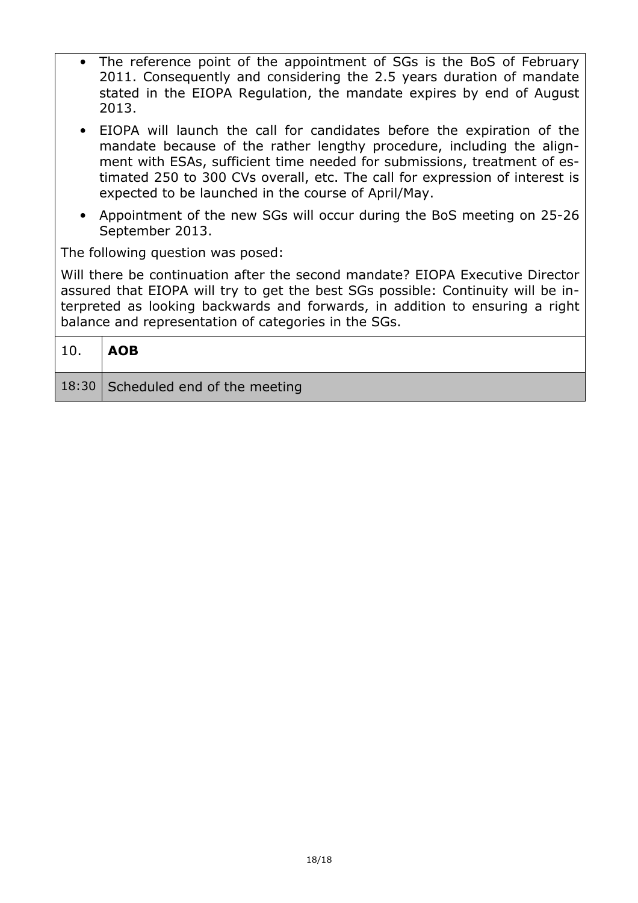- The reference point of the appointment of SGs is the BoS of February 2011. Consequently and considering the 2.5 years duration of mandate stated in the EIOPA Regulation, the mandate expires by end of August 2013.
- EIOPA will launch the call for candidates before the expiration of the mandate because of the rather lengthy procedure, including the alignment with ESAs, sufficient time needed for submissions, treatment of estimated 250 to 300 CVs overall, etc. The call for expression of interest is expected to be launched in the course of April/May.
- Appointment of the new SGs will occur during the BoS meeting on 25-26 September 2013.

The following question was posed:

Will there be continuation after the second mandate? EIOPA Executive Director assured that EIOPA will try to get the best SGs possible: Continuity will be interpreted as looking backwards and forwards, in addition to ensuring a right balance and representation of categories in the SGs.

| | |
|---|---|
| 10. | **AOB** |
| 18:30 | Scheduled end of the meeting |